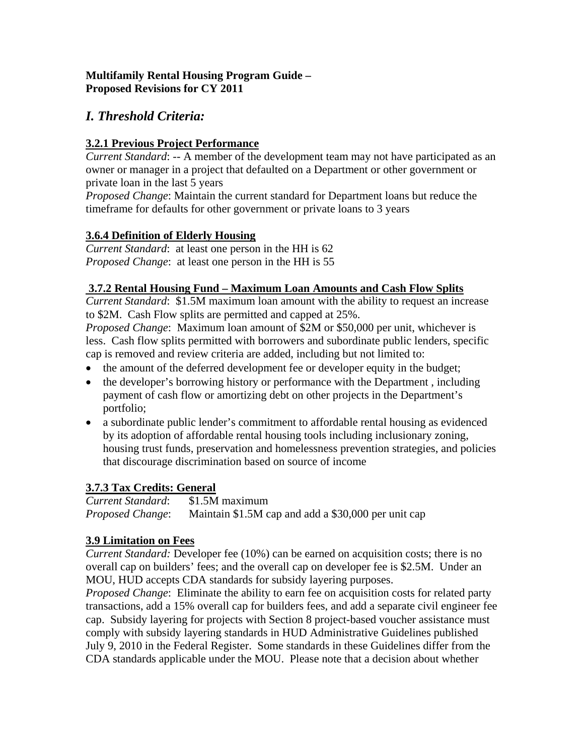**Multifamily Rental Housing Program Guide –**
**Proposed Revisions for CY 2011**

# *I. Threshold Criteria:*

**3.2.1 Previous Project Performance**

*Current Standard*: -- A member of the development team may not have participated as an owner or manager in a project that defaulted on a Department or other government or private loan in the last 5 years

*Proposed Change*: Maintain the current standard for Department loans but reduce the timeframe for defaults for other government or private loans to 3 years

**3.6.4 Definition of Elderly Housing**

*Current Standard*: at least one person in the HH is 62

*Proposed Change*: at least one person in the HH is 55

**3.7.2 Rental Housing Fund – Maximum Loan Amounts and Cash Flow Splits**

*Current Standard*: $1.5M maximum loan amount with the ability to request an increase to $2M. Cash Flow splits are permitted and capped at 25%.

*Proposed Change*: Maximum loan amount of $2M or $50,000 per unit, whichever is less. Cash flow splits permitted with borrowers and subordinate public lenders, specific cap is removed and review criteria are added, including but not limited to:

- the amount of the deferred development fee or developer equity in the budget;
- the developer's borrowing history or performance with the Department , including payment of cash flow or amortizing debt on other projects in the Department's portfolio;
- a subordinate public lender's commitment to affordable rental housing as evidenced by its adoption of affordable rental housing tools including inclusionary zoning, housing trust funds, preservation and homelessness prevention strategies, and policies that discourage discrimination based on source of income

**3.7.3 Tax Credits: General**

*Current Standard*: $1.5M maximum

*Proposed Change*: Maintain $1.5M cap and add a $30,000 per unit cap

**3.9 Limitation on Fees**

*Current Standard:* Developer fee (10%) can be earned on acquisition costs; there is no overall cap on builders' fees; and the overall cap on developer fee is $2.5M. Under an MOU, HUD accepts CDA standards for subsidy layering purposes.

*Proposed Change*: Eliminate the ability to earn fee on acquisition costs for related party transactions, add a 15% overall cap for builders fees, and add a separate civil engineer fee cap. Subsidy layering for projects with Section 8 project-based voucher assistance must comply with subsidy layering standards in HUD Administrative Guidelines published July 9, 2010 in the Federal Register. Some standards in these Guidelines differ from the CDA standards applicable under the MOU. Please note that a decision about whether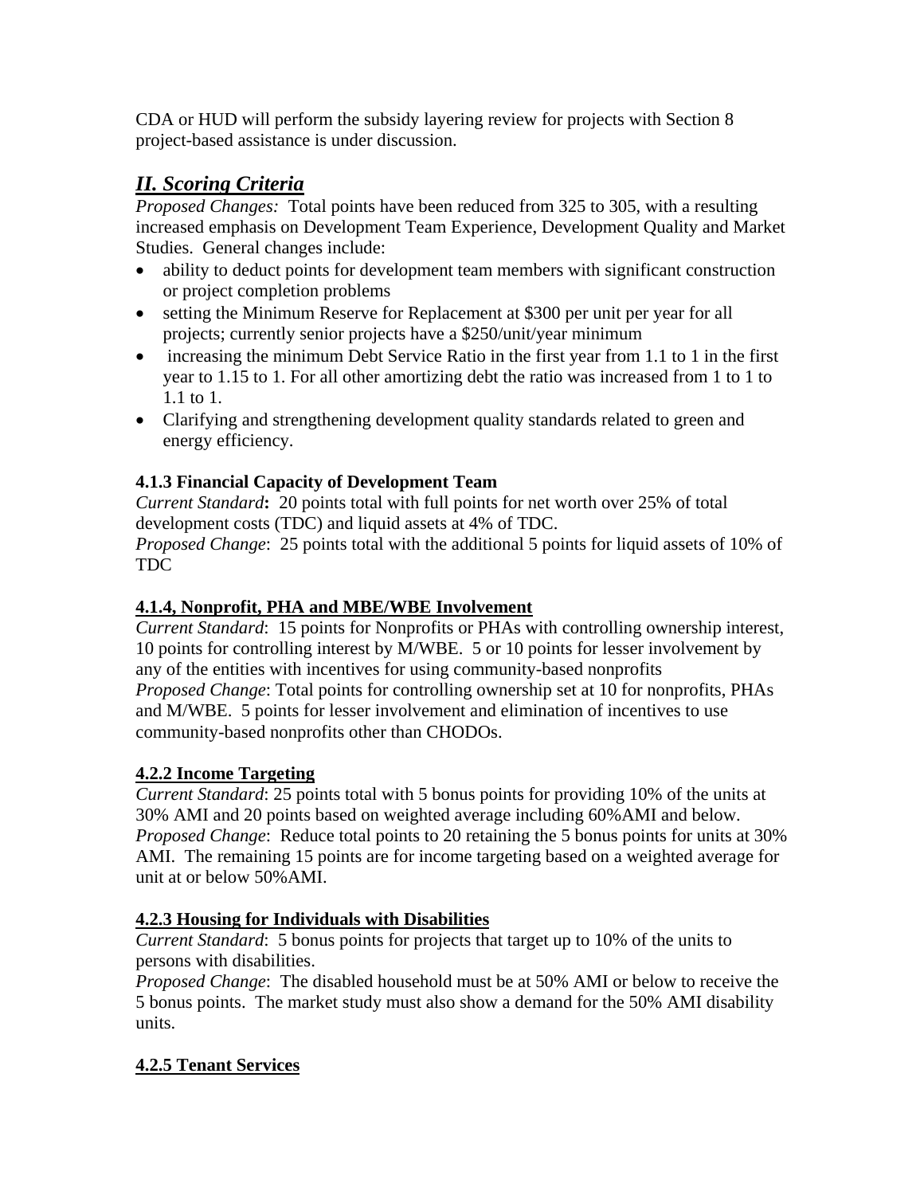CDA or HUD will perform the subsidy layering review for projects with Section 8 project-based assistance is under discussion.

## *II. Scoring Criteria*

*Proposed Changes:* Total points have been reduced from 325 to 305, with a resulting increased emphasis on Development Team Experience, Development Quality and Market Studies. General changes include:

- ability to deduct points for development team members with significant construction or project completion problems
- setting the Minimum Reserve for Replacement at $300 per unit per year for all projects; currently senior projects have a $250/unit/year minimum
- increasing the minimum Debt Service Ratio in the first year from 1.1 to 1 in the first year to 1.15 to 1. For all other amortizing debt the ratio was increased from 1 to 1 to 1.1 to 1.
- Clarifying and strengthening development quality standards related to green and energy efficiency.

**4.1.3 Financial Capacity of Development Team**

*Current Standard***:** 20 points total with full points for net worth over 25% of total development costs (TDC) and liquid assets at 4% of TDC.
*Proposed Change*: 25 points total with the additional 5 points for liquid assets of 10% of TDC

**4.1.4, Nonprofit, PHA and MBE/WBE Involvement**

*Current Standard*: 15 points for Nonprofits or PHAs with controlling ownership interest, 10 points for controlling interest by M/WBE. 5 or 10 points for lesser involvement by any of the entities with incentives for using community-based nonprofits
*Proposed Change*: Total points for controlling ownership set at 10 for nonprofits, PHAs and M/WBE. 5 points for lesser involvement and elimination of incentives to use community-based nonprofits other than CHODOs.

**4.2.2 Income Targeting**

*Current Standard*: 25 points total with 5 bonus points for providing 10% of the units at 30% AMI and 20 points based on weighted average including 60%AMI and below.
*Proposed Change*: Reduce total points to 20 retaining the 5 bonus points for units at 30% AMI. The remaining 15 points are for income targeting based on a weighted average for unit at or below 50%AMI.

**4.2.3 Housing for Individuals with Disabilities**

*Current Standard*: 5 bonus points for projects that target up to 10% of the units to persons with disabilities.
*Proposed Change*: The disabled household must be at 50% AMI or below to receive the 5 bonus points. The market study must also show a demand for the 50% AMI disability units.

**4.2.5 Tenant Services**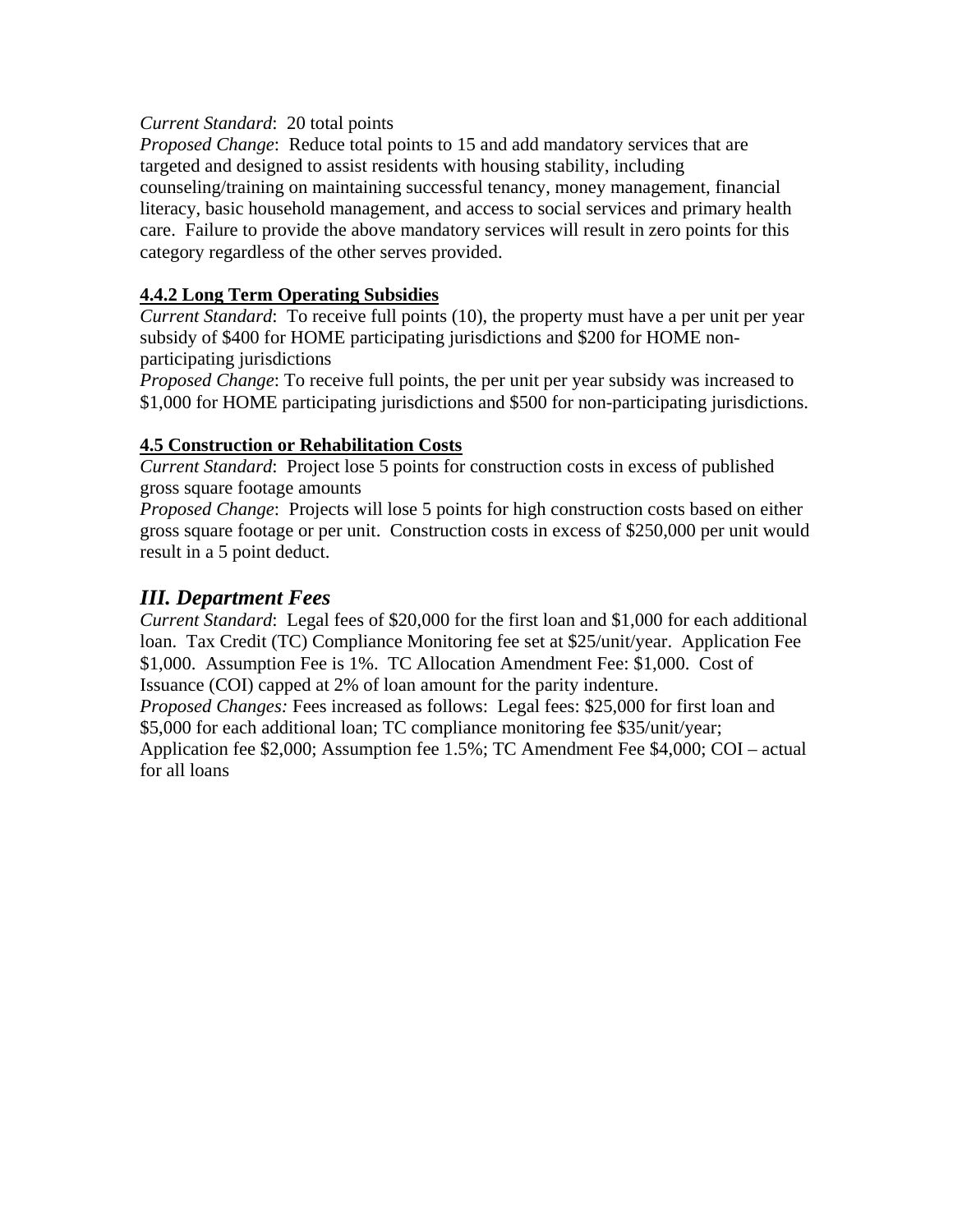*Current Standard*: 20 total points
*Proposed Change*: Reduce total points to 15 and add mandatory services that are targeted and designed to assist residents with housing stability, including counseling/training on maintaining successful tenancy, money management, financial literacy, basic household management, and access to social services and primary health care. Failure to provide the above mandatory services will result in zero points for this category regardless of the other serves provided.

**4.4.2 Long Term Operating Subsidies**
*Current Standard*: To receive full points (10), the property must have a per unit per year subsidy of $400 for HOME participating jurisdictions and $200 for HOME non-participating jurisdictions
*Proposed Change*: To receive full points, the per unit per year subsidy was increased to $1,000 for HOME participating jurisdictions and $500 for non-participating jurisdictions.

**4.5 Construction or Rehabilitation Costs**
*Current Standard*: Project lose 5 points for construction costs in excess of published gross square footage amounts
*Proposed Change*: Projects will lose 5 points for high construction costs based on either gross square footage or per unit. Construction costs in excess of $250,000 per unit would result in a 5 point deduct.

## *III. Department Fees*

*Current Standard*: Legal fees of $20,000 for the first loan and $1,000 for each additional loan. Tax Credit (TC) Compliance Monitoring fee set at $25/unit/year. Application Fee $1,000. Assumption Fee is 1%. TC Allocation Amendment Fee: $1,000. Cost of Issuance (COI) capped at 2% of loan amount for the parity indenture.
*Proposed Changes:* Fees increased as follows: Legal fees: $25,000 for first loan and $5,000 for each additional loan; TC compliance monitoring fee $35/unit/year; Application fee $2,000; Assumption fee 1.5%; TC Amendment Fee $4,000; COI – actual for all loans